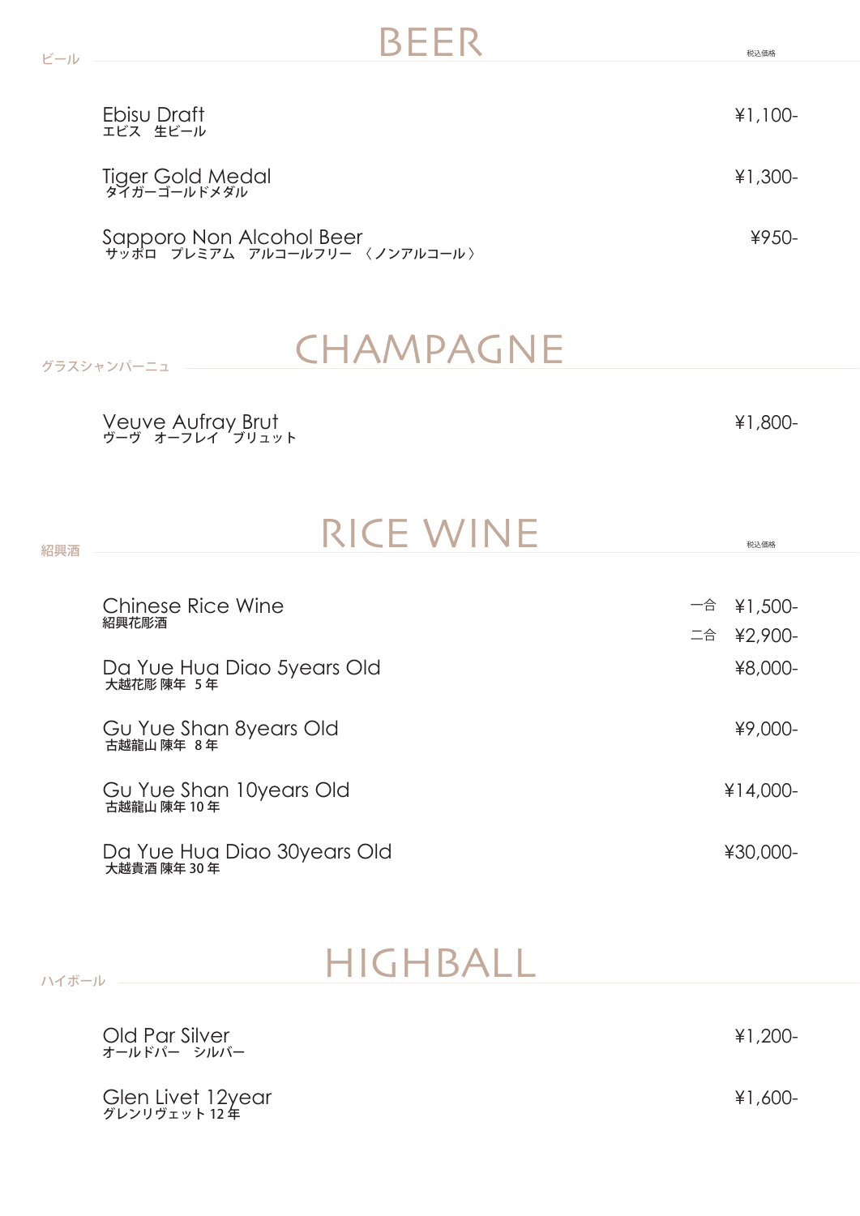## BEER

ビール

税込価格

| | |
|---|---|
| Ebisu Draft<br>エビス　生ビール | ¥1,100- |
| Tiger Gold Medal<br>タイガーゴールドメダル | ¥1,300- |
| Sapporo Non Alcohol Beer<br>サッポロ　プレミアム　アルコールフリー　〈ノンアルコール〉 | ¥950- |

## CHAMPAGNE

グラスシャンパーニュ

| | |
|---|---|
| Veuve Aufray Brut<br>ヴーヴ　オーフレイ　ブリュット | ¥1,800- |

## RICE WINE

紹興酒

税込価格

| | |
|---|---|
| Chinese Rice Wine<br>紹興花彫酒 | 一合　¥1,500-<br>二合　¥2,900- |
| Da Yue Hua Diao 5years Old<br>大越花彫 陳年 5 年 | ¥8,000- |
| Gu Yue Shan 8years Old<br>古越龍山 陳年 8 年 | ¥9,000- |
| Gu Yue Shan 10years Old<br>古越龍山 陳年 10 年 | ¥14,000- |
| Da Yue Hua Diao 30years Old<br>大越貴酒 陳年 30 年 | ¥30,000- |

## HIGHBALL

ハイボール

| | |
|---|---|
| Old Par Silver<br>オールドパー　シルバー | ¥1,200- |
| Glen Livet 12year<br>グレンリヴェット 12 年 | ¥1,600- |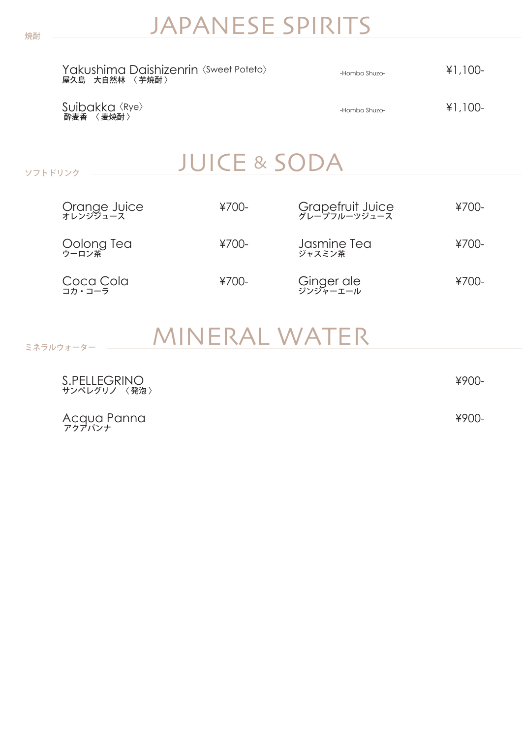焼酎

## JAPANESE SPIRITS

| Item | Producer | Price |
|---|---|---|
| Yakushima Daishizenrin〈Sweet Poteto〉<br>屋久島　大自然林　〈芋焼酎〉 | -Hombo Shuzo- | ¥1,100- |
| Suibakka〈Rye〉<br>酔麦香　〈麦焼酎〉 | -Hombo Shuzo- | ¥1,100- |

ソフトドリンク

## JUICE & SODA

| Item | Price |
|---|---|
| Orange Juice<br>オレンジジュース | ¥700- |
| Grapefruit Juice<br>グレープフルーツジュース | ¥700- |
| Oolong Tea<br>ウーロン茶 | ¥700- |
| Jasmine Tea<br>ジャスミン茶 | ¥700- |
| Coca Cola<br>コカ・コーラ | ¥700- |
| Ginger ale<br>ジンジャーエール | ¥700- |

ミネラルウォーター

## MINERAL WATER

| Item | Price |
|---|---|
| S.PELLEGRINO<br>サンペレグリノ　〈発泡〉 | ¥900- |
| Acqua Panna<br>アクアパンナ | ¥900- |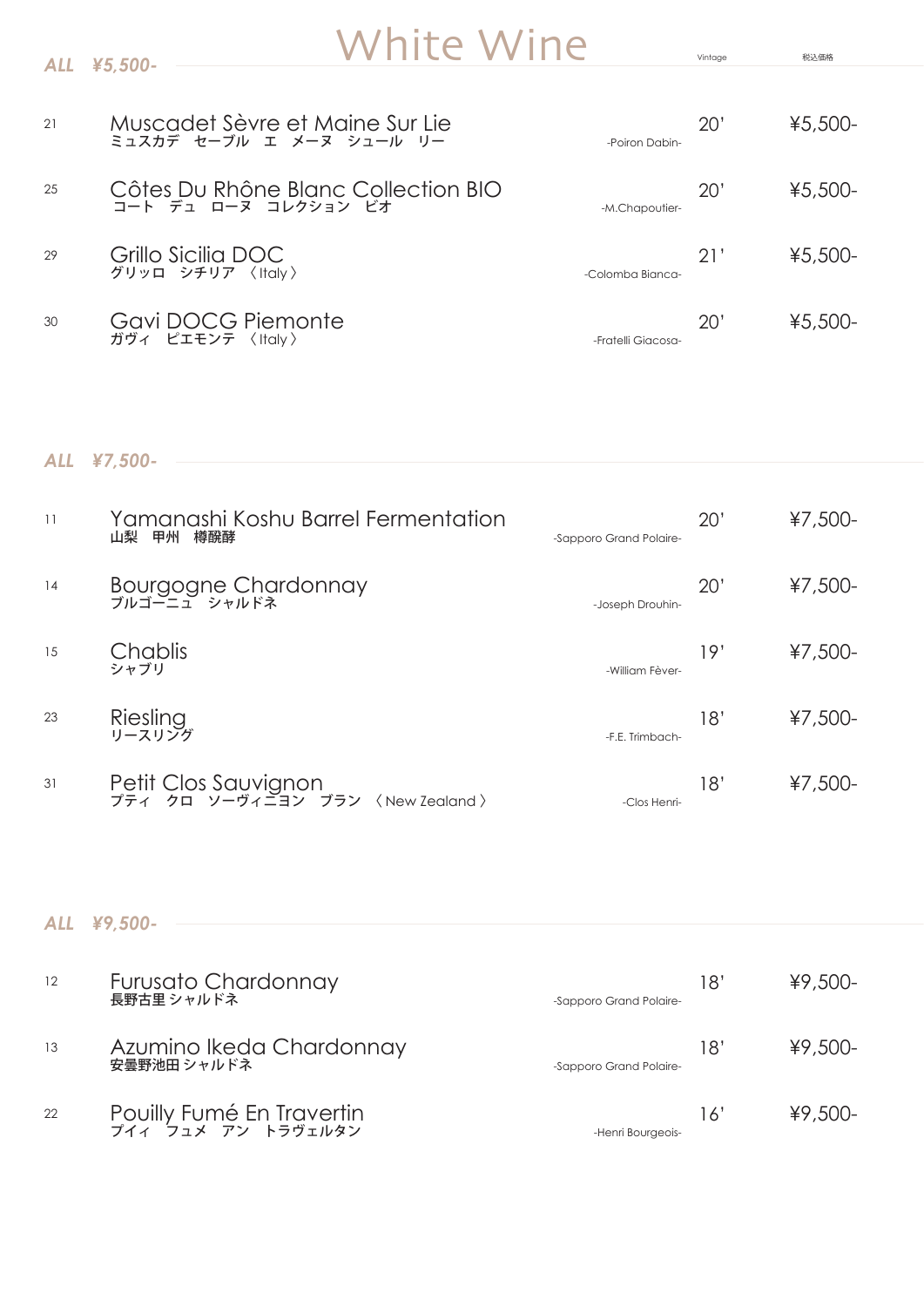# White Wine

## ALL ¥5,500-

| No. | Wine | Producer | Vintage | 税込価格 |
|---|---|---|---|---|
| 21 | Muscadet Sèvre et Maine Sur Lie<br>ミュスカデ　セーブル　エ　メーヌ　シュール　リー | -Poiron Dabin- | 20' | ¥5,500- |
| 25 | Côtes Du Rhône Blanc Collection BIO<br>コート　デュ　ローヌ　コレクション　ビオ | -M.Chapoutier- | 20' | ¥5,500- |
| 29 | Grillo Sicilia DOC<br>グリッロ　シチリア　〈Italy〉 | -Colomba Bianca- | 21' | ¥5,500- |
| 30 | Gavi DOCG Piemonte<br>ガヴィ　ピエモンテ　〈Italy〉 | -Fratelli Giacosa- | 20' | ¥5,500- |

## ALL ¥7,500-

| No. | Wine | Producer | Vintage | 税込価格 |
|---|---|---|---|---|
| 11 | Yamanashi Koshu Barrel Fermentation<br>山梨　甲州　樽醗酵 | -Sapporo Grand Polaire- | 20' | ¥7,500- |
| 14 | Bourgogne Chardonnay<br>ブルゴーニュ　シャルドネ | -Joseph Drouhin- | 20' | ¥7,500- |
| 15 | Chablis<br>シャブリ | -William Fèver- | 19' | ¥7,500- |
| 23 | Riesling<br>リースリング | -F.E. Trimbach- | 18' | ¥7,500- |
| 31 | Petit Clos Sauvignon<br>プティ　クロ　ソーヴィニヨン　ブラン　〈New Zealand〉 | -Clos Henri- | 18' | ¥7,500- |

## ALL ¥9,500-

| No. | Wine | Producer | Vintage | 税込価格 |
|---|---|---|---|---|
| 12 | Furusato Chardonnay<br>長野古里 シャルドネ | -Sapporo Grand Polaire- | 18' | ¥9,500- |
| 13 | Azumino Ikeda Chardonnay<br>安曇野池田 シャルドネ | -Sapporo Grand Polaire- | 18' | ¥9,500- |
| 22 | Pouilly Fumé En Travertin<br>プイィ　フュメ　アン　トラヴェルタン | -Henri Bourgeois- | 16' | ¥9,500- |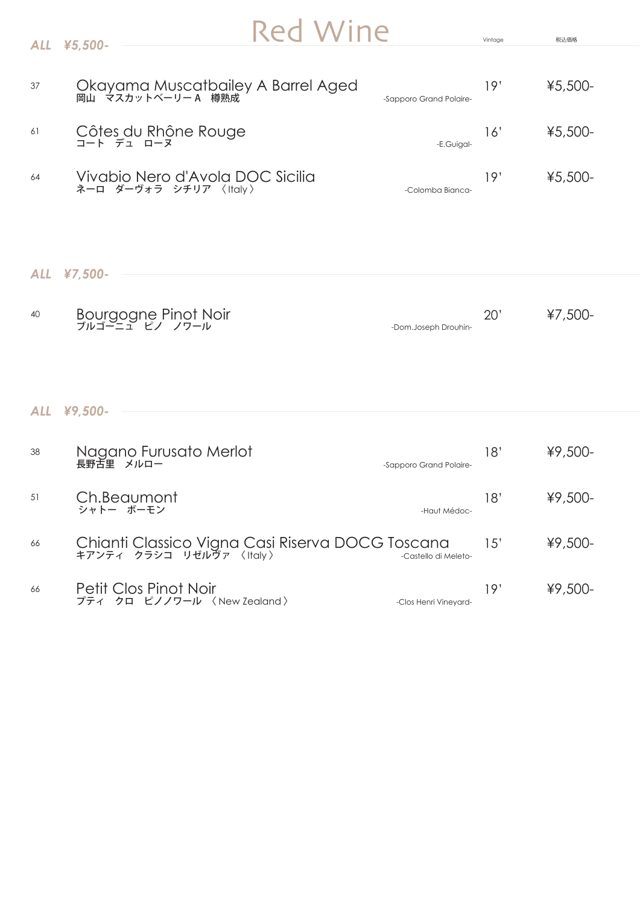# Red Wine

| ALL ¥5,500- | | | Vintage | 税込価格 |
|---|---|---|---|---|
| 37 | Okayama Muscatbailey A Barrel Aged<br>岡山　マスカットベーリーA　樽熟成 | -Sapporo Grand Polaire- | 19' | ¥5,500- |
| 61 | Côtes du Rhône Rouge<br>コート　デュ　ローヌ | -E.Guigal- | 16' | ¥5,500- |
| 64 | Vivabio Nero d'Avola DOC Sicilia<br>ネーロ　ダーヴォラ　シチリア　〈Italy〉 | -Colomba Bianca- | 19' | ¥5,500- |

| ALL ¥7,500- | | | | |
|---|---|---|---|---|
| 40 | Bourgogne Pinot Noir<br>ブルゴーニュ　ピノ　ノワール | -Dom.Joseph Drouhin- | 20' | ¥7,500- |

| ALL ¥9,500- | | | | |
|---|---|---|---|---|
| 38 | Nagano Furusato Merlot<br>長野古里　メルロー | -Sapporo Grand Polaire- | 18' | ¥9,500- |
| 51 | Ch.Beaumont<br>シャトー　ボーモン | -Haut Médoc- | 18' | ¥9,500- |
| 66 | Chianti Classico Vigna Casi Riserva DOCG Toscana<br>キアンティ　クラシコ　リゼルヴァ　〈Italy〉 | -Castello di Meleto- | 15' | ¥9,500- |
| 66 | Petit Clos Pinot Noir<br>プティ　クロ　ピノノワール　〈New Zealand〉 | -Clos Henri Vineyard- | 19' | ¥9,500- |